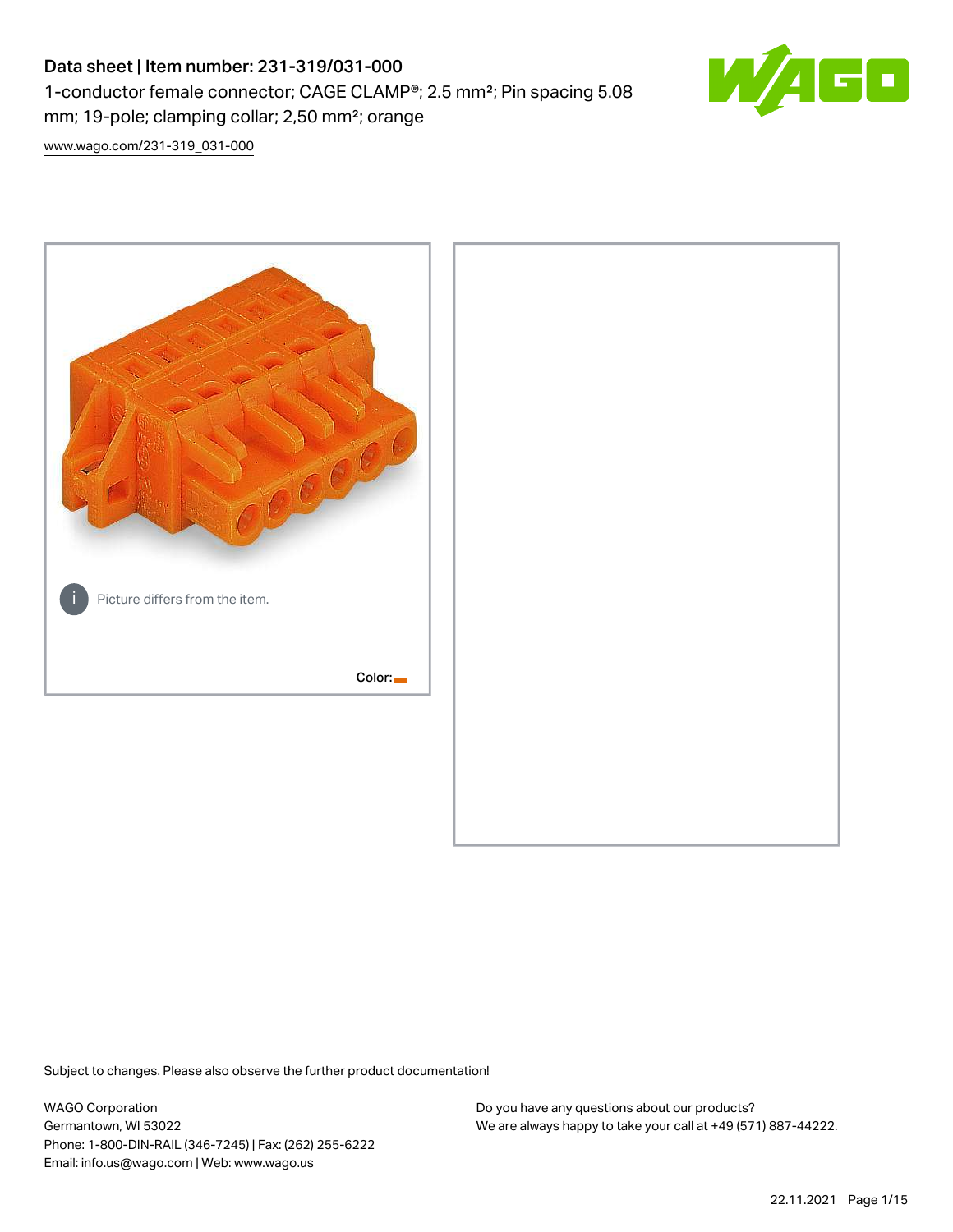# Data sheet | Item number: 231-319/031-000

1-conductor female connector; CAGE CLAMP®; 2.5 mm²; Pin spacing 5.08 mm; 19-pole; clamping collar; 2,50 mm²; orange

www.wago.com/231-319_031-000

Picture differs from the item.

Color:

Subject to changes. Please also observe the further product documentation!

WAGO Corporation
Germantown, WI 53022
Phone: 1-800-DIN-RAIL (346-7245) | Fax: (262) 255-6222
Email: info.us@wago.com | Web: www.wago.us

Do you have any questions about our products?
We are always happy to take your call at +49 (571) 887-44222.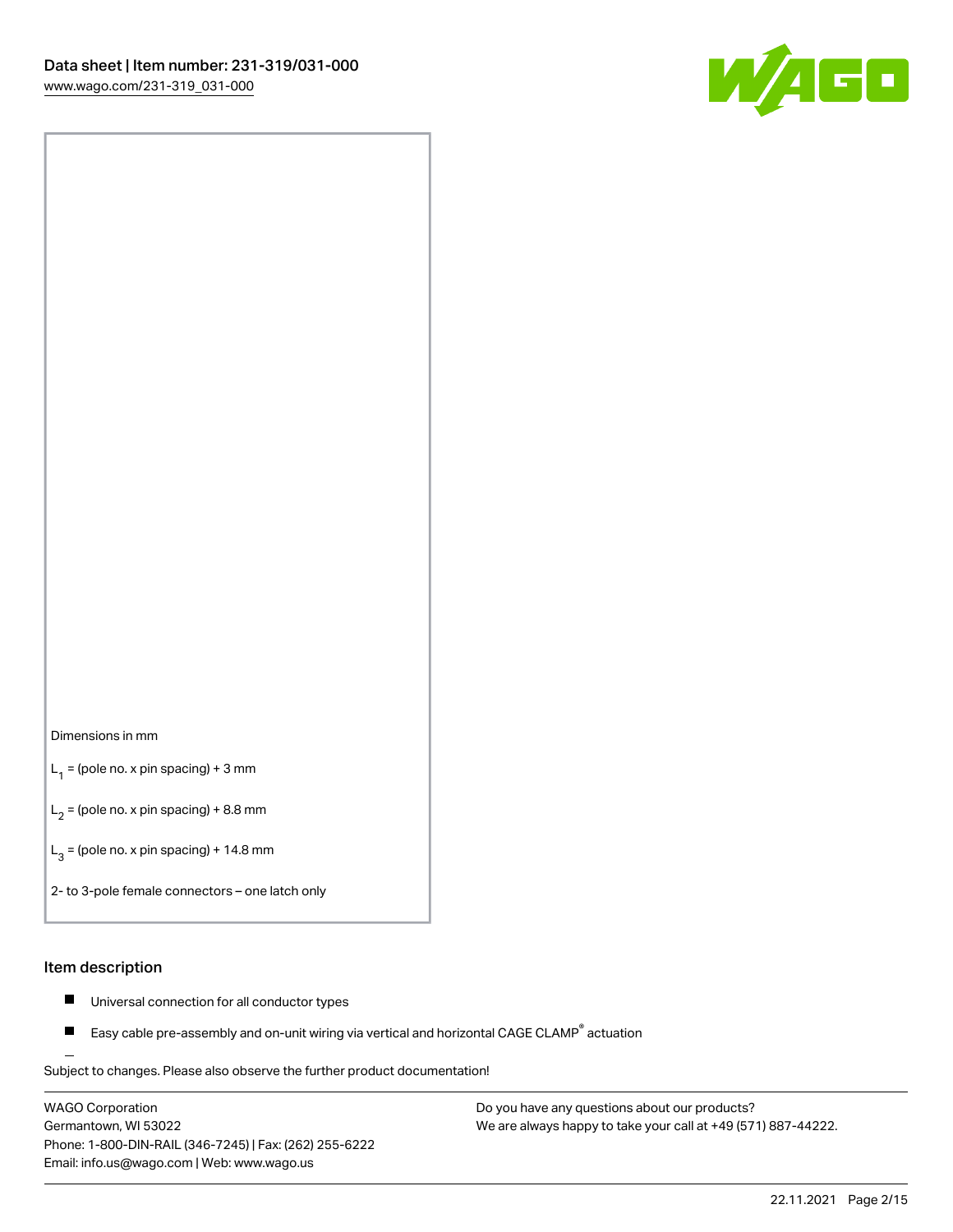Dimensions in mm

$L_1$ = (pole no. x pin spacing) + 3 mm

$L_2$ = (pole no. x pin spacing) + 8.8 mm

$L_3$ = (pole no. x pin spacing) + 14.8 mm

2- to 3-pole female connectors – one latch only

## Item description

- Universal connection for all conductor types
- Easy cable pre-assembly and on-unit wiring via vertical and horizontal CAGE CLAMP® actuation

Subject to changes. Please also observe the further product documentation!

WAGO Corporation
Germantown, WI 53022
Phone: 1-800-DIN-RAIL (346-7245) | Fax: (262) 255-6222
Email: info.us@wago.com | Web: www.wago.us

Do you have any questions about our products?
We are always happy to take your call at +49 (571) 887-44222.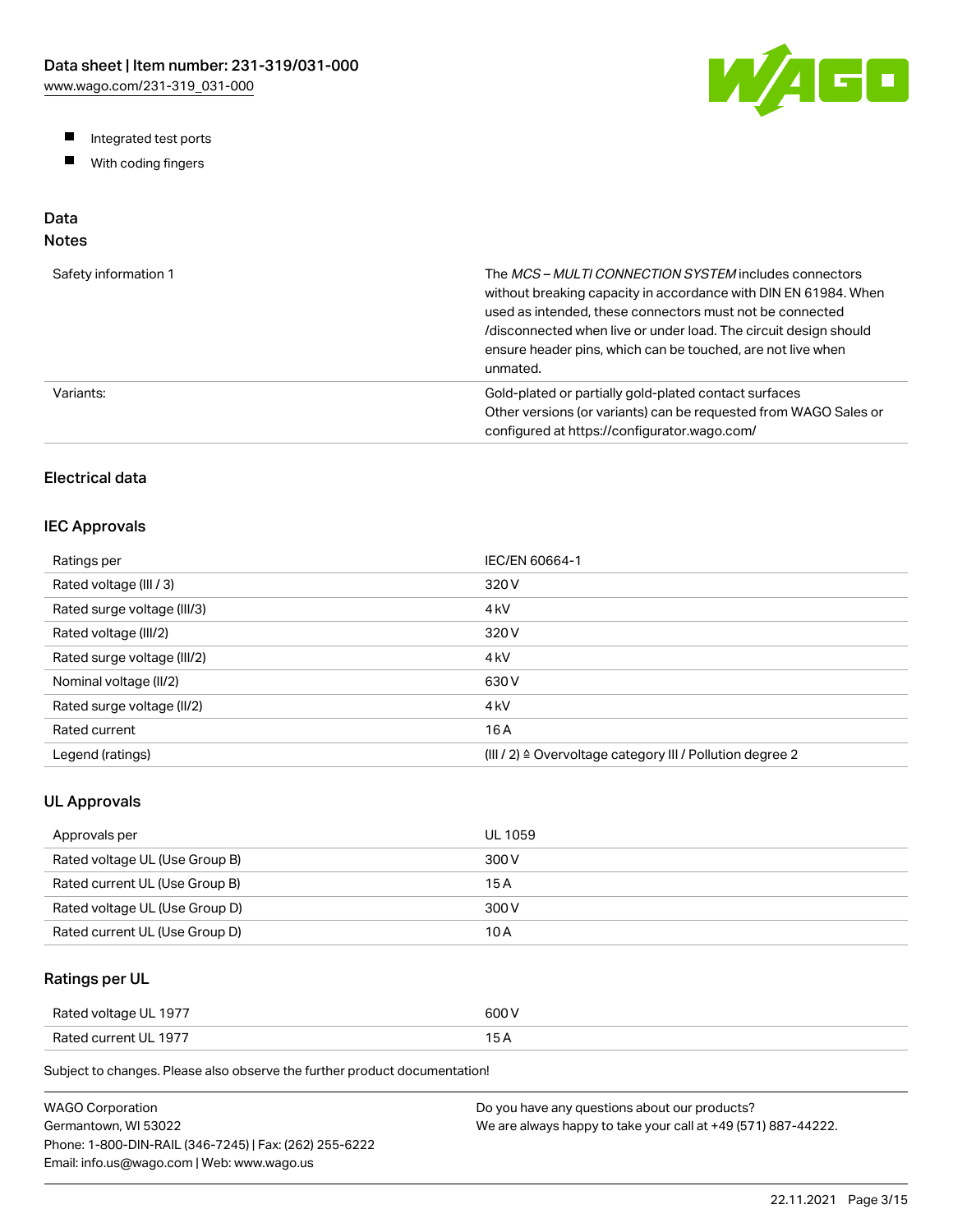- Integrated test ports
- With coding fingers

## Data

### Notes

| | |
|---|---|
| Safety information 1 | The *MCS – MULTI CONNECTION SYSTEM* includes connectors without breaking capacity in accordance with DIN EN 61984. When used as intended, these connectors must not be connected /disconnected when live or under load. The circuit design should ensure header pins, which can be touched, are not live when unmated. |
| Variants: | Gold-plated or partially gold-plated contact surfaces<br>Other versions (or variants) can be requested from WAGO Sales or configured at https://configurator.wago.com/ |

### Electrical data

### IEC Approvals

| | |
|---|---|
| Ratings per | IEC/EN 60664-1 |
| Rated voltage (III / 3) | 320 V |
| Rated surge voltage (III/3) | 4 kV |
| Rated voltage (III/2) | 320 V |
| Rated surge voltage (III/2) | 4 kV |
| Nominal voltage (II/2) | 630 V |
| Rated surge voltage (II/2) | 4 kV |
| Rated current | 16 A |
| Legend (ratings) | (III / 2) ≙ Overvoltage category III / Pollution degree 2 |

### UL Approvals

| | |
|---|---|
| Approvals per | UL 1059 |
| Rated voltage UL (Use Group B) | 300 V |
| Rated current UL (Use Group B) | 15 A |
| Rated voltage UL (Use Group D) | 300 V |
| Rated current UL (Use Group D) | 10 A |

### Ratings per UL

| | |
|---|---|
| Rated voltage UL 1977 | 600 V |
| Rated current UL 1977 | 15 A |

Subject to changes. Please also observe the further product documentation!

WAGO Corporation
Germantown, WI 53022
Phone: 1-800-DIN-RAIL (346-7245) | Fax: (262) 255-6222
Email: info.us@wago.com | Web: www.wago.us

Do you have any questions about our products?
We are always happy to take your call at +49 (571) 887-44222.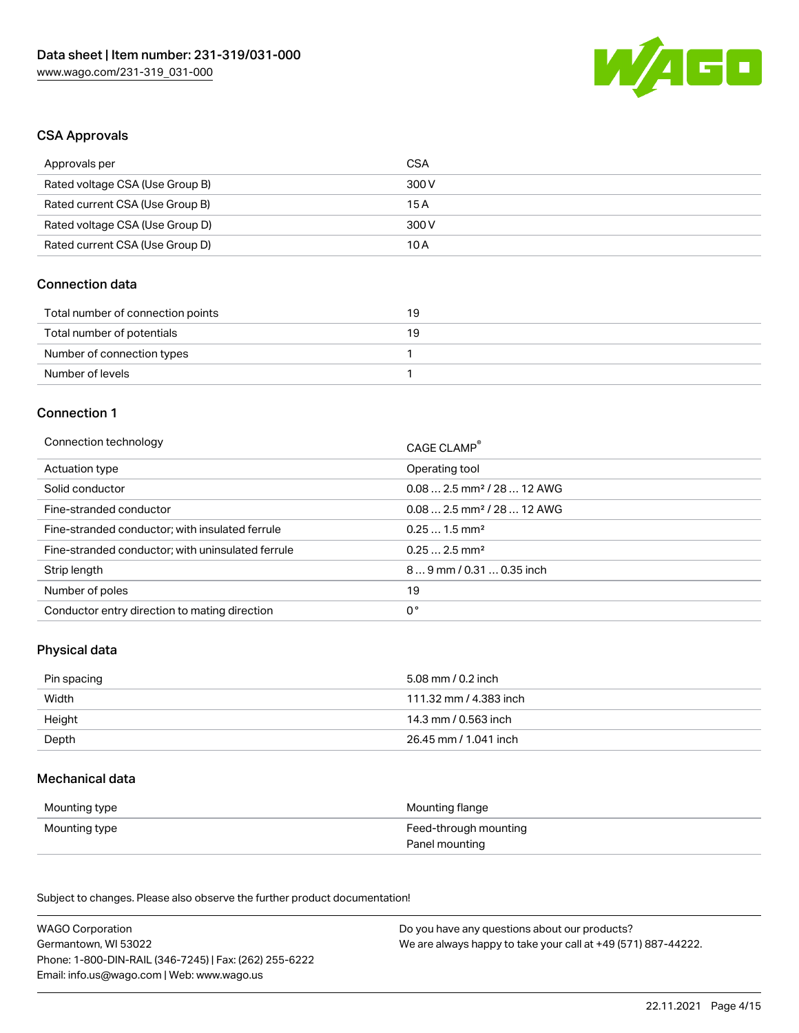## CSA Approvals

| Approvals per | CSA |
|---|---|
| Rated voltage CSA (Use Group B) | 300 V |
| Rated current CSA (Use Group B) | 15 A |
| Rated voltage CSA (Use Group D) | 300 V |
| Rated current CSA (Use Group D) | 10 A |

## Connection data

| Total number of connection points | 19 |
|---|---|
| Total number of potentials | 19 |
| Number of connection types | 1 |
| Number of levels | 1 |

## Connection 1

| Connection technology | CAGE CLAMP® |
|---|---|
| Actuation type | Operating tool |
| Solid conductor | 0.08 … 2.5 mm² / 28 … 12 AWG |
| Fine-stranded conductor | 0.08 … 2.5 mm² / 28 … 12 AWG |
| Fine-stranded conductor; with insulated ferrule | 0.25 … 1.5 mm² |
| Fine-stranded conductor; with uninsulated ferrule | 0.25 … 2.5 mm² |
| Strip length | 8 … 9 mm / 0.31 … 0.35 inch |
| Number of poles | 19 |
| Conductor entry direction to mating direction | 0 ° |

## Physical data

| Pin spacing | 5.08 mm / 0.2 inch |
|---|---|
| Width | 111.32 mm / 4.383 inch |
| Height | 14.3 mm / 0.563 inch |
| Depth | 26.45 mm / 1.041 inch |

## Mechanical data

| Mounting type | Mounting flange |
|---|---|
| Mounting type | Feed-through mounting<br>Panel mounting |

Subject to changes. Please also observe the further product documentation!

WAGO Corporation
Germantown, WI 53022
Phone: 1-800-DIN-RAIL (346-7245) | Fax: (262) 255-6222
Email: info.us@wago.com | Web: www.wago.us

Do you have any questions about our products?
We are always happy to take your call at +49 (571) 887-44222.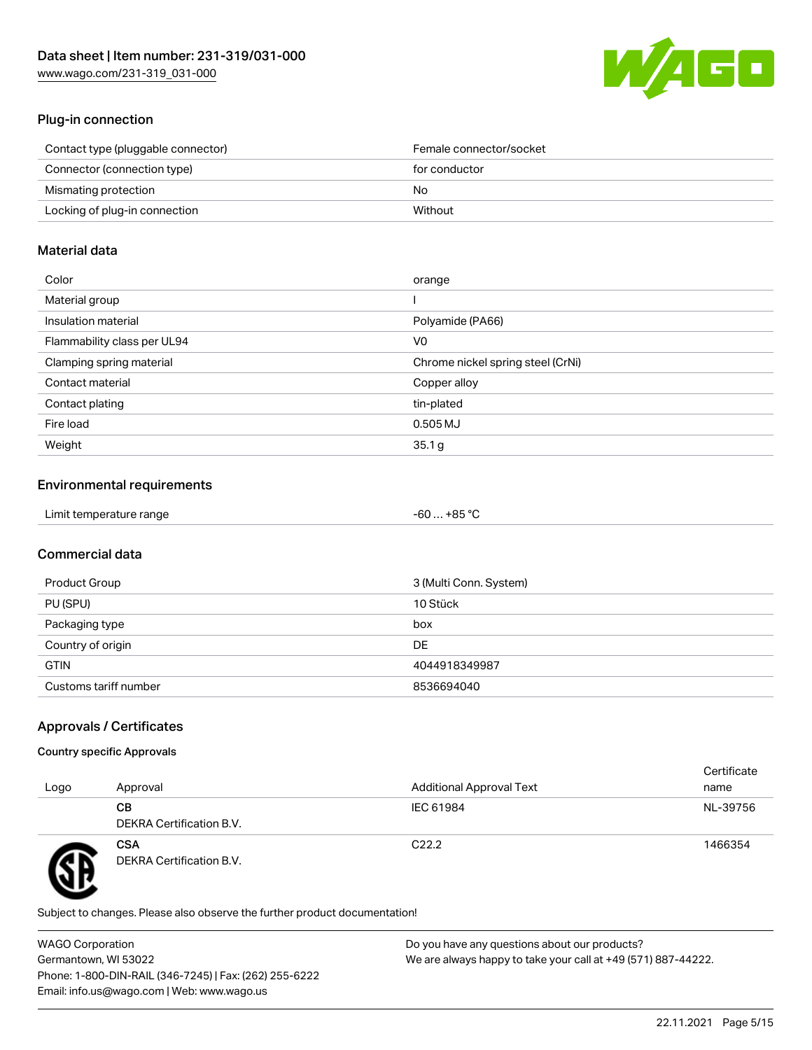## Plug-in connection

| | |
|---|---|
| Contact type (pluggable connector) | Female connector/socket |
| Connector (connection type) | for conductor |
| Mismating protection | No |
| Locking of plug-in connection | Without |

## Material data

| | |
|---|---|
| Color | orange |
| Material group | I |
| Insulation material | Polyamide (PA66) |
| Flammability class per UL94 | V0 |
| Clamping spring material | Chrome nickel spring steel (CrNi) |
| Contact material | Copper alloy |
| Contact plating | tin-plated |
| Fire load | 0.505 MJ |
| Weight | 35.1 g |

## Environmental requirements

| | |
|---|---|
| Limit temperature range | -60 … +85 °C |

## Commercial data

| | |
|---|---|
| Product Group | 3 (Multi Conn. System) |
| PU (SPU) | 10 Stück |
| Packaging type | box |
| Country of origin | DE |
| GTIN | 4044918349987 |
| Customs tariff number | 8536694040 |

## Approvals / Certificates

### Country specific Approvals

| Logo | Approval | Additional Approval Text | Certificate name |
|---|---|---|---|
| | **CB** DEKRA Certification B.V. | IEC 61984 | NL-39756 |
| | **CSA** DEKRA Certification B.V. | C22.2 | 1466354 |

Subject to changes. Please also observe the further product documentation!

WAGO Corporation
Germantown, WI 53022
Phone: 1-800-DIN-RAIL (346-7245) | Fax: (262) 255-6222
Email: info.us@wago.com | Web: www.wago.us

Do you have any questions about our products?
We are always happy to take your call at +49 (571) 887-44222.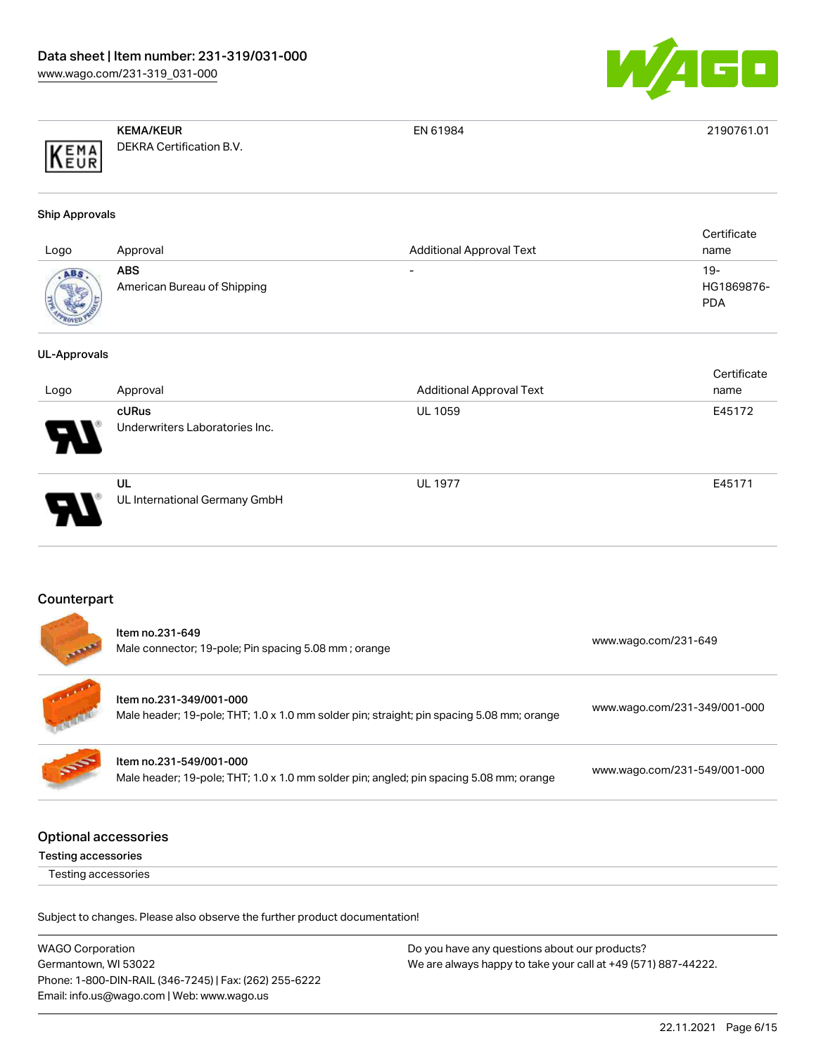| Logo | Approval | Additional Approval Text | Certificate name |
| --- | --- | --- | --- |
| | **KEMA/KEUR**<br>DEKRA Certification B.V. | EN 61984 | 2190761.01 |

**Ship Approvals**

| Logo | Approval | Additional Approval Text | Certificate name |
| --- | --- | --- | --- |
| | **ABS**<br>American Bureau of Shipping | - | 19-HG1869876-PDA |

**UL-Approvals**

| Logo | Approval | Additional Approval Text | Certificate name |
| --- | --- | --- | --- |
| | **cURus**<br>Underwriters Laboratories Inc. | UL 1059 | E45172 |
| | **UL**<br>UL International Germany GmbH | UL 1977 | E45171 |

## Counterpart

| Item | Link |
| --- | --- |
| Item no.231-649<br>Male connector; 19-pole; Pin spacing 5.08 mm ; orange | www.wago.com/231-649 |
| Item no.231-349/001-000<br>Male header; 19-pole; THT; 1.0 x 1.0 mm solder pin; straight; pin spacing 5.08 mm; orange | www.wago.com/231-349/001-000 |
| Item no.231-549/001-000<br>Male header; 19-pole; THT; 1.0 x 1.0 mm solder pin; angled; pin spacing 5.08 mm; orange | www.wago.com/231-549/001-000 |

## Optional accessories

**Testing accessories**

Testing accessories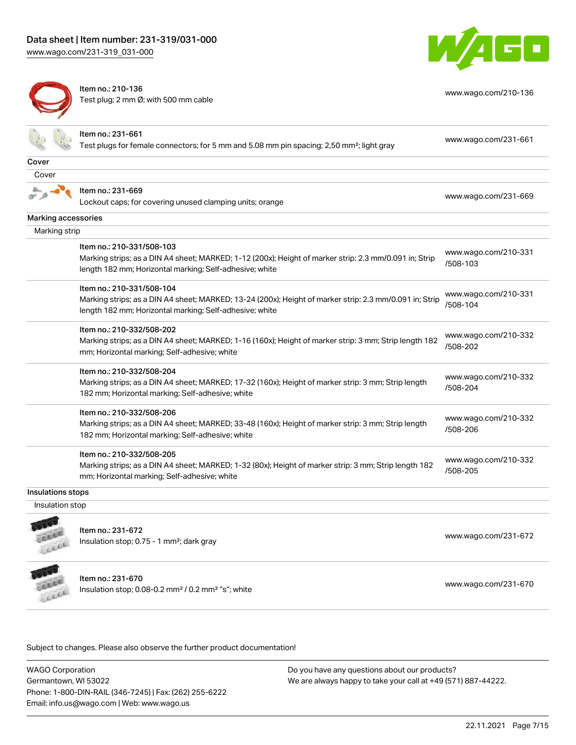| | | |
|---|---|---|
| | Item no.: 210-136<br>Test plug; 2 mm Ø; with 500 mm cable | www.wago.com/210-136 |
| | Item no.: 231-661<br>Test plugs for female connectors; for 5 mm and 5.08 mm pin spacing; 2,50 mm²; light gray | www.wago.com/231-661 |

**Cover**

Cover

| | | |
|---|---|---|
| | Item no.: 231-669<br>Lockout caps; for covering unused clamping units; orange | www.wago.com/231-669 |

**Marking accessories**

Marking strip

| | | |
|---|---|---|
| | Item no.: 210-331/508-103<br>Marking strips; as a DIN A4 sheet; MARKED; 1-12 (200x); Height of marker strip: 2.3 mm/0.091 in; Strip length 182 mm; Horizontal marking; Self-adhesive; white | www.wago.com/210-331/508-103 |
| | Item no.: 210-331/508-104<br>Marking strips; as a DIN A4 sheet; MARKED; 13-24 (200x); Height of marker strip: 2.3 mm/0.091 in; Strip length 182 mm; Horizontal marking; Self-adhesive; white | www.wago.com/210-331/508-104 |
| | Item no.: 210-332/508-202<br>Marking strips; as a DIN A4 sheet; MARKED; 1-16 (160x); Height of marker strip: 3 mm; Strip length 182 mm; Horizontal marking; Self-adhesive; white | www.wago.com/210-332/508-202 |
| | Item no.: 210-332/508-204<br>Marking strips; as a DIN A4 sheet; MARKED; 17-32 (160x); Height of marker strip: 3 mm; Strip length 182 mm; Horizontal marking; Self-adhesive; white | www.wago.com/210-332/508-204 |
| | Item no.: 210-332/508-206<br>Marking strips; as a DIN A4 sheet; MARKED; 33-48 (160x); Height of marker strip: 3 mm; Strip length 182 mm; Horizontal marking; Self-adhesive; white | www.wago.com/210-332/508-206 |
| | Item no.: 210-332/508-205<br>Marking strips; as a DIN A4 sheet; MARKED; 1-32 (80x); Height of marker strip: 3 mm; Strip length 182 mm; Horizontal marking; Self-adhesive; white | www.wago.com/210-332/508-205 |

**Insulations stops**

Insulation stop

| | | |
|---|---|---|
| | Item no.: 231-672<br>Insulation stop; 0.75 - 1 mm²; dark gray | www.wago.com/231-672 |
| | Item no.: 231-670<br>Insulation stop; 0.08-0.2 mm² / 0.2 mm² "s"; white | www.wago.com/231-670 |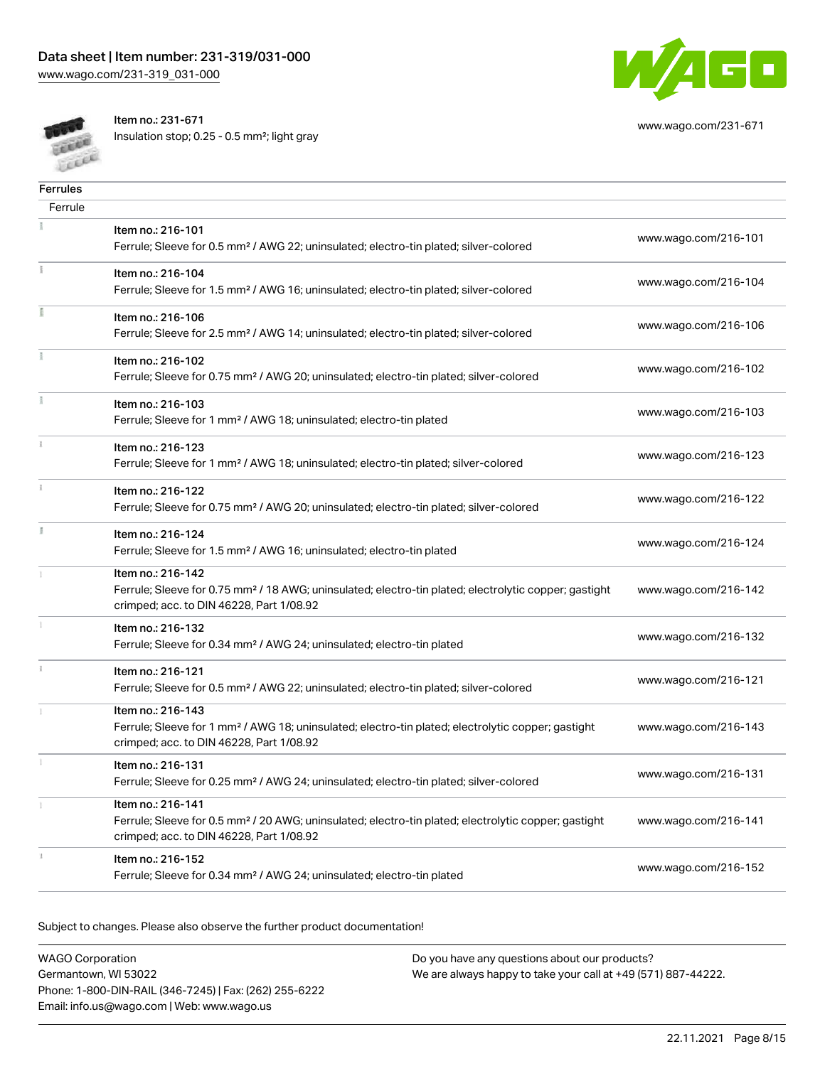| | | |
|---|---|---|
| | Item no.: 231-671<br>Insulation stop; 0.25 - 0.5 mm²; light gray | www.wago.com/231-671 |

## Ferrules

### Ferrule

| | | |
|---|---|---|
| | Item no.: 216-101<br>Ferrule; Sleeve for 0.5 mm² / AWG 22; uninsulated; electro-tin plated; silver-colored | www.wago.com/216-101 |
| | Item no.: 216-104<br>Ferrule; Sleeve for 1.5 mm² / AWG 16; uninsulated; electro-tin plated; silver-colored | www.wago.com/216-104 |
| | Item no.: 216-106<br>Ferrule; Sleeve for 2.5 mm² / AWG 14; uninsulated; electro-tin plated; silver-colored | www.wago.com/216-106 |
| | Item no.: 216-102<br>Ferrule; Sleeve for 0.75 mm² / AWG 20; uninsulated; electro-tin plated; silver-colored | www.wago.com/216-102 |
| | Item no.: 216-103<br>Ferrule; Sleeve for 1 mm² / AWG 18; uninsulated; electro-tin plated | www.wago.com/216-103 |
| | Item no.: 216-123<br>Ferrule; Sleeve for 1 mm² / AWG 18; uninsulated; electro-tin plated; silver-colored | www.wago.com/216-123 |
| | Item no.: 216-122<br>Ferrule; Sleeve for 0.75 mm² / AWG 20; uninsulated; electro-tin plated; silver-colored | www.wago.com/216-122 |
| | Item no.: 216-124<br>Ferrule; Sleeve for 1.5 mm² / AWG 16; uninsulated; electro-tin plated | www.wago.com/216-124 |
| | Item no.: 216-142<br>Ferrule; Sleeve for 0.75 mm² / 18 AWG; uninsulated; electro-tin plated; electrolytic copper; gastight crimped; acc. to DIN 46228, Part 1/08.92 | www.wago.com/216-142 |
| | Item no.: 216-132<br>Ferrule; Sleeve for 0.34 mm² / AWG 24; uninsulated; electro-tin plated | www.wago.com/216-132 |
| | Item no.: 216-121<br>Ferrule; Sleeve for 0.5 mm² / AWG 22; uninsulated; electro-tin plated; silver-colored | www.wago.com/216-121 |
| | Item no.: 216-143<br>Ferrule; Sleeve for 1 mm² / AWG 18; uninsulated; electro-tin plated; electrolytic copper; gastight crimped; acc. to DIN 46228, Part 1/08.92 | www.wago.com/216-143 |
| | Item no.: 216-131<br>Ferrule; Sleeve for 0.25 mm² / AWG 24; uninsulated; electro-tin plated; silver-colored | www.wago.com/216-131 |
| | Item no.: 216-141<br>Ferrule; Sleeve for 0.5 mm² / 20 AWG; uninsulated; electro-tin plated; electrolytic copper; gastight crimped; acc. to DIN 46228, Part 1/08.92 | www.wago.com/216-141 |
| | Item no.: 216-152<br>Ferrule; Sleeve for 0.34 mm² / AWG 24; uninsulated; electro-tin plated | www.wago.com/216-152 |

Subject to changes. Please also observe the further product documentation!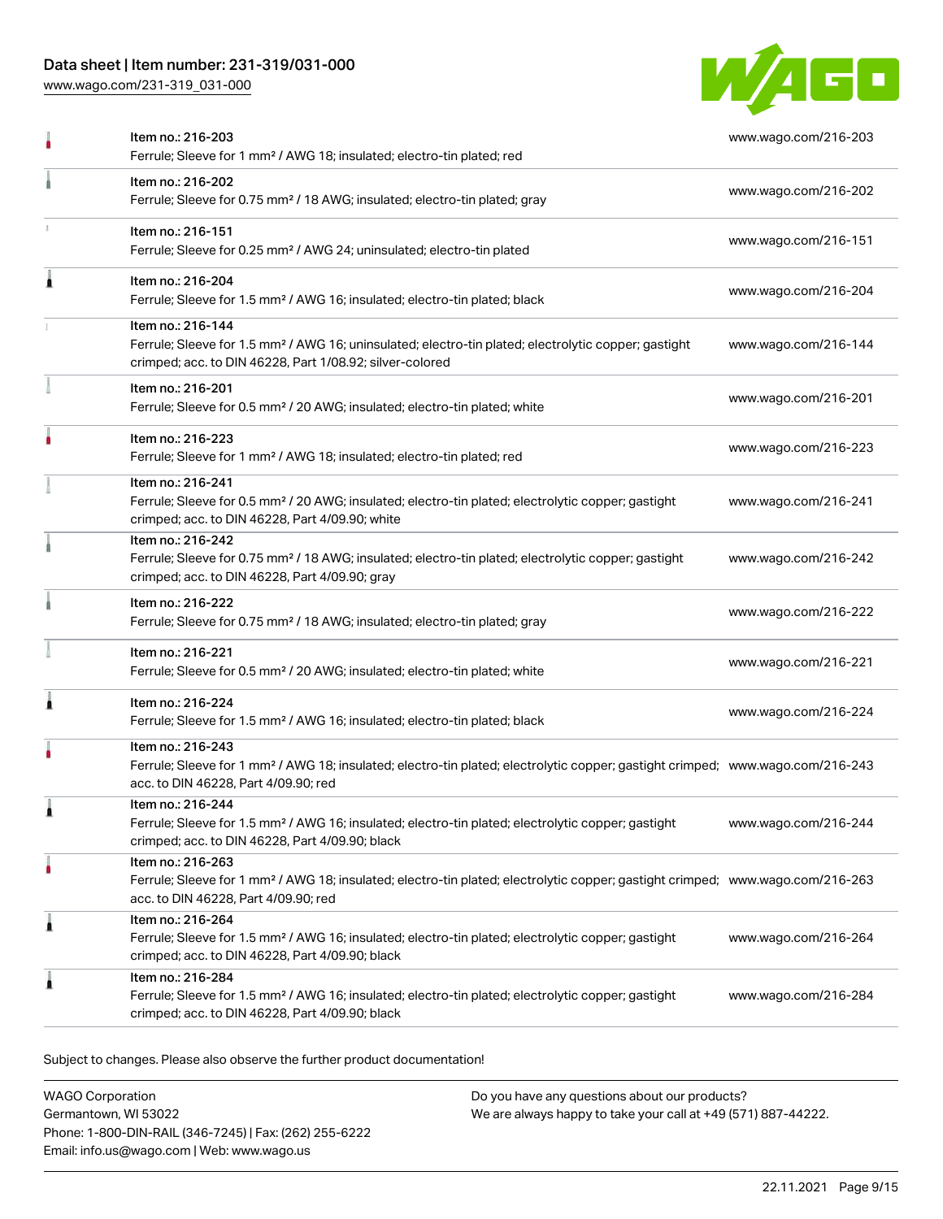| Item | Link |
| --- | --- |
| Item no.: 216-203<br>Ferrule; Sleeve for 1 mm² / AWG 18; insulated; electro-tin plated; red | www.wago.com/216-203 |
| Item no.: 216-202<br>Ferrule; Sleeve for 0.75 mm² / 18 AWG; insulated; electro-tin plated; gray | www.wago.com/216-202 |
| Item no.: 216-151<br>Ferrule; Sleeve for 0.25 mm² / AWG 24; uninsulated; electro-tin plated | www.wago.com/216-151 |
| Item no.: 216-204<br>Ferrule; Sleeve for 1.5 mm² / AWG 16; insulated; electro-tin plated; black | www.wago.com/216-204 |
| Item no.: 216-144<br>Ferrule; Sleeve for 1.5 mm² / AWG 16; uninsulated; electro-tin plated; electrolytic copper; gastight crimped; acc. to DIN 46228, Part 1/08.92; silver-colored | www.wago.com/216-144 |
| Item no.: 216-201<br>Ferrule; Sleeve for 0.5 mm² / 20 AWG; insulated; electro-tin plated; white | www.wago.com/216-201 |
| Item no.: 216-223<br>Ferrule; Sleeve for 1 mm² / AWG 18; insulated; electro-tin plated; red | www.wago.com/216-223 |
| Item no.: 216-241<br>Ferrule; Sleeve for 0.5 mm² / 20 AWG; insulated; electro-tin plated; electrolytic copper; gastight crimped; acc. to DIN 46228, Part 4/09.90; white | www.wago.com/216-241 |
| Item no.: 216-242<br>Ferrule; Sleeve for 0.75 mm² / 18 AWG; insulated; electro-tin plated; electrolytic copper; gastight crimped; acc. to DIN 46228, Part 4/09.90; gray | www.wago.com/216-242 |
| Item no.: 216-222<br>Ferrule; Sleeve for 0.75 mm² / 18 AWG; insulated; electro-tin plated; gray | www.wago.com/216-222 |
| Item no.: 216-221<br>Ferrule; Sleeve for 0.5 mm² / 20 AWG; insulated; electro-tin plated; white | www.wago.com/216-221 |
| Item no.: 216-224<br>Ferrule; Sleeve for 1.5 mm² / AWG 16; insulated; electro-tin plated; black | www.wago.com/216-224 |
| Item no.: 216-243<br>Ferrule; Sleeve for 1 mm² / AWG 18; insulated; electro-tin plated; electrolytic copper; gastight crimped; acc. to DIN 46228, Part 4/09.90; red | www.wago.com/216-243 |
| Item no.: 216-244<br>Ferrule; Sleeve for 1.5 mm² / AWG 16; insulated; electro-tin plated; electrolytic copper; gastight crimped; acc. to DIN 46228, Part 4/09.90; black | www.wago.com/216-244 |
| Item no.: 216-263<br>Ferrule; Sleeve for 1 mm² / AWG 18; insulated; electro-tin plated; electrolytic copper; gastight crimped; acc. to DIN 46228, Part 4/09.90; red | www.wago.com/216-263 |
| Item no.: 216-264<br>Ferrule; Sleeve for 1.5 mm² / AWG 16; insulated; electro-tin plated; electrolytic copper; gastight crimped; acc. to DIN 46228, Part 4/09.90; black | www.wago.com/216-264 |
| Item no.: 216-284<br>Ferrule; Sleeve for 1.5 mm² / AWG 16; insulated; electro-tin plated; electrolytic copper; gastight crimped; acc. to DIN 46228, Part 4/09.90; black | www.wago.com/216-284 |

Subject to changes. Please also observe the further product documentation!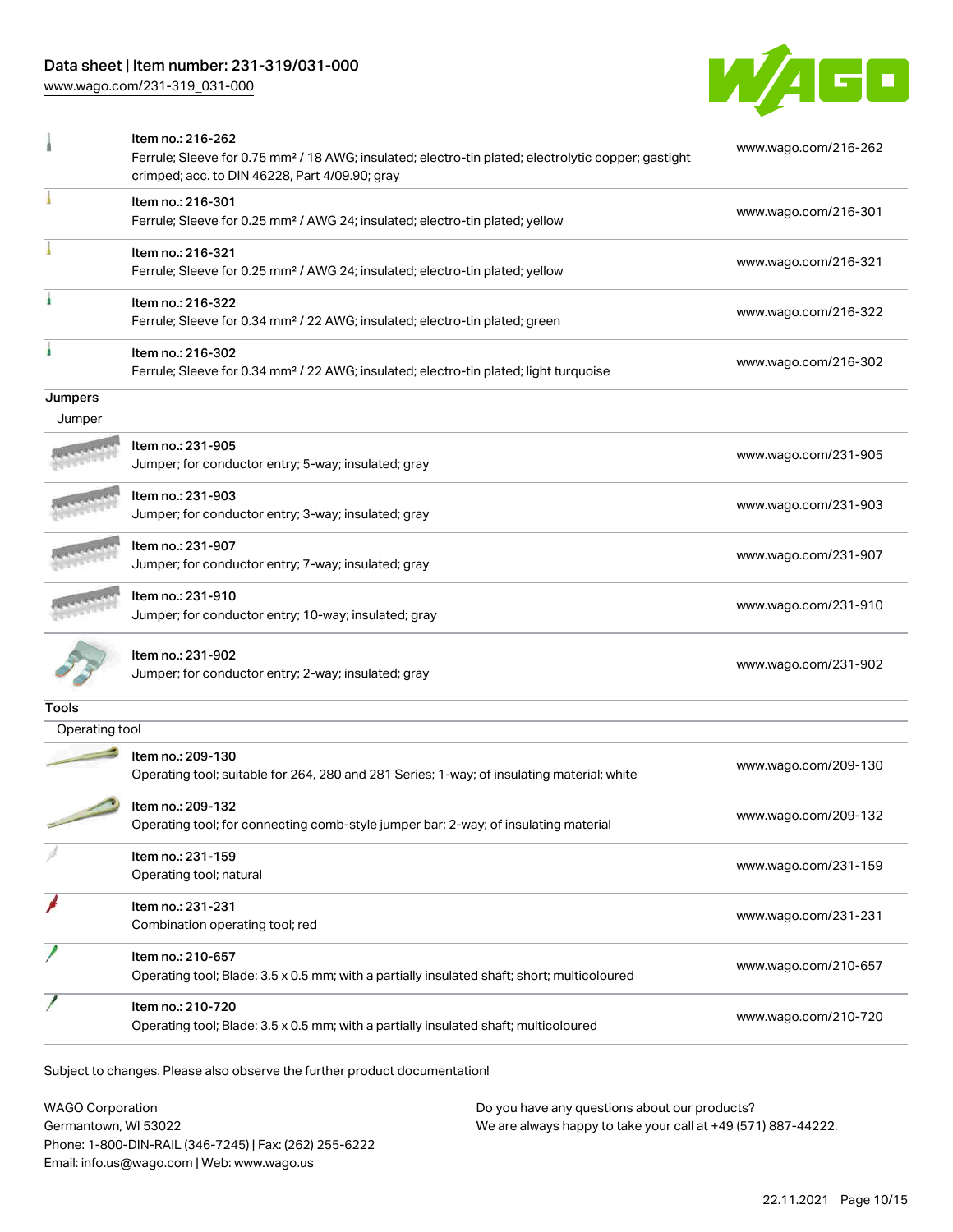| | Item | Link |
|---|---|---|
| | Item no.: 216-262<br>Ferrule; Sleeve for 0.75 mm² / 18 AWG; insulated; electro-tin plated; electrolytic copper; gastight crimped; acc. to DIN 46228, Part 4/09.90; gray | www.wago.com/216-262 |
| | Item no.: 216-301<br>Ferrule; Sleeve for 0.25 mm² / AWG 24; insulated; electro-tin plated; yellow | www.wago.com/216-301 |
| | Item no.: 216-321<br>Ferrule; Sleeve for 0.25 mm² / AWG 24; insulated; electro-tin plated; yellow | www.wago.com/216-321 |
| | Item no.: 216-322<br>Ferrule; Sleeve for 0.34 mm² / 22 AWG; insulated; electro-tin plated; green | www.wago.com/216-322 |
| | Item no.: 216-302<br>Ferrule; Sleeve for 0.34 mm² / 22 AWG; insulated; electro-tin plated; light turquoise | www.wago.com/216-302 |

## Jumpers

### Jumper

| | Item | Link |
|---|---|---|
| | Item no.: 231-905<br>Jumper; for conductor entry; 5-way; insulated; gray | www.wago.com/231-905 |
| | Item no.: 231-903<br>Jumper; for conductor entry; 3-way; insulated; gray | www.wago.com/231-903 |
| | Item no.: 231-907<br>Jumper; for conductor entry; 7-way; insulated; gray | www.wago.com/231-907 |
| | Item no.: 231-910<br>Jumper; for conductor entry; 10-way; insulated; gray | www.wago.com/231-910 |
| | Item no.: 231-902<br>Jumper; for conductor entry; 2-way; insulated; gray | www.wago.com/231-902 |

## Tools

### Operating tool

| | Item | Link |
|---|---|---|
| | Item no.: 209-130<br>Operating tool; suitable for 264, 280 and 281 Series; 1-way; of insulating material; white | www.wago.com/209-130 |
| | Item no.: 209-132<br>Operating tool; for connecting comb-style jumper bar; 2-way; of insulating material | www.wago.com/209-132 |
| | Item no.: 231-159<br>Operating tool; natural | www.wago.com/231-159 |
| | Item no.: 231-231<br>Combination operating tool; red | www.wago.com/231-231 |
| | Item no.: 210-657<br>Operating tool; Blade: 3.5 x 0.5 mm; with a partially insulated shaft; short; multicoloured | www.wago.com/210-657 |
| | Item no.: 210-720<br>Operating tool; Blade: 3.5 x 0.5 mm; with a partially insulated shaft; multicoloured | www.wago.com/210-720 |

Subject to changes. Please also observe the further product documentation!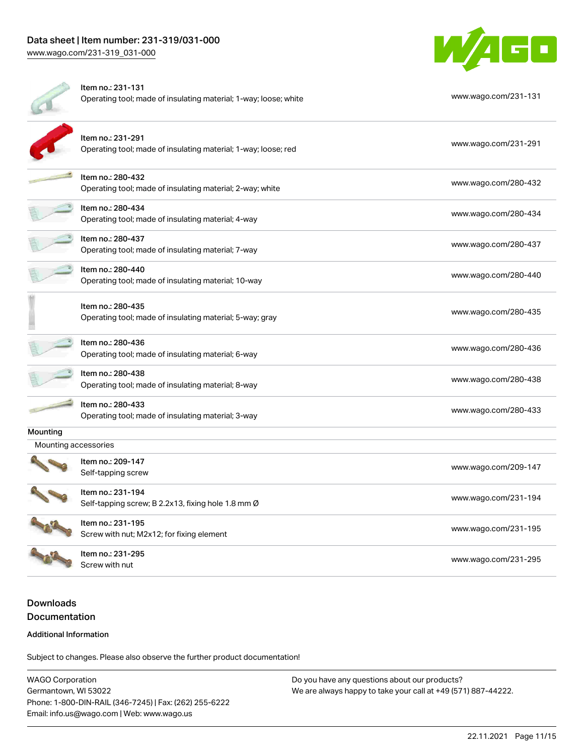| Item | Link |
| --- | --- |
| Item no.: 231-131<br>Operating tool; made of insulating material; 1-way; loose; white | www.wago.com/231-131 |
| Item no.: 231-291<br>Operating tool; made of insulating material; 1-way; loose; red | www.wago.com/231-291 |
| Item no.: 280-432<br>Operating tool; made of insulating material; 2-way; white | www.wago.com/280-432 |
| Item no.: 280-434<br>Operating tool; made of insulating material; 4-way | www.wago.com/280-434 |
| Item no.: 280-437<br>Operating tool; made of insulating material; 7-way | www.wago.com/280-437 |
| Item no.: 280-440<br>Operating tool; made of insulating material; 10-way | www.wago.com/280-440 |
| Item no.: 280-435<br>Operating tool; made of insulating material; 5-way; gray | www.wago.com/280-435 |
| Item no.: 280-436<br>Operating tool; made of insulating material; 6-way | www.wago.com/280-436 |
| Item no.: 280-438<br>Operating tool; made of insulating material; 8-way | www.wago.com/280-438 |
| Item no.: 280-433<br>Operating tool; made of insulating material; 3-way | www.wago.com/280-433 |

Mounting

Mounting accessories

| Item | Link |
| --- | --- |
| Item no.: 209-147<br>Self-tapping screw | www.wago.com/209-147 |
| Item no.: 231-194<br>Self-tapping screw; B 2.2x13, fixing hole 1.8 mm Ø | www.wago.com/231-194 |
| Item no.: 231-195<br>Screw with nut; M2x12; for fixing element | www.wago.com/231-195 |
| Item no.: 231-295<br>Screw with nut | www.wago.com/231-295 |

## Downloads

## Documentation

### Additional Information

Subject to changes. Please also observe the further product documentation!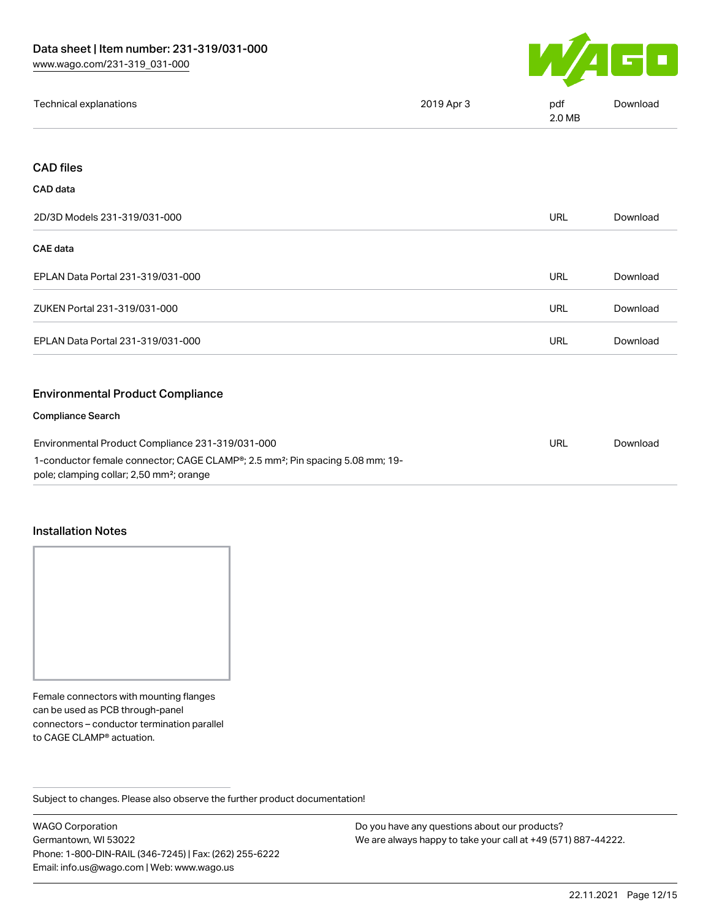| Technical explanations | 2019 Apr 3 | pdf 2.0 MB | Download |
| --- | --- | --- | --- |

## CAD files

### CAD data

| 2D/3D Models 231-319/031-000 | URL | Download |
| --- | --- | --- |

### CAE data

| EPLAN Data Portal 231-319/031-000 | URL | Download |
| --- | --- | --- |
| ZUKEN Portal 231-319/031-000 | URL | Download |
| EPLAN Data Portal 231-319/031-000 | URL | Download |

## Environmental Product Compliance

### Compliance Search

| Environmental Product Compliance 231-319/031-000 | URL | Download |
| --- | --- | --- |
| 1-conductor female connector; CAGE CLAMP®; 2.5 mm²; Pin spacing 5.08 mm; 19-pole; clamping collar; 2,50 mm²; orange | | |

## Installation Notes

Female connectors with mounting flanges can be used as PCB through-panel connectors – conductor termination parallel to CAGE CLAMP® actuation.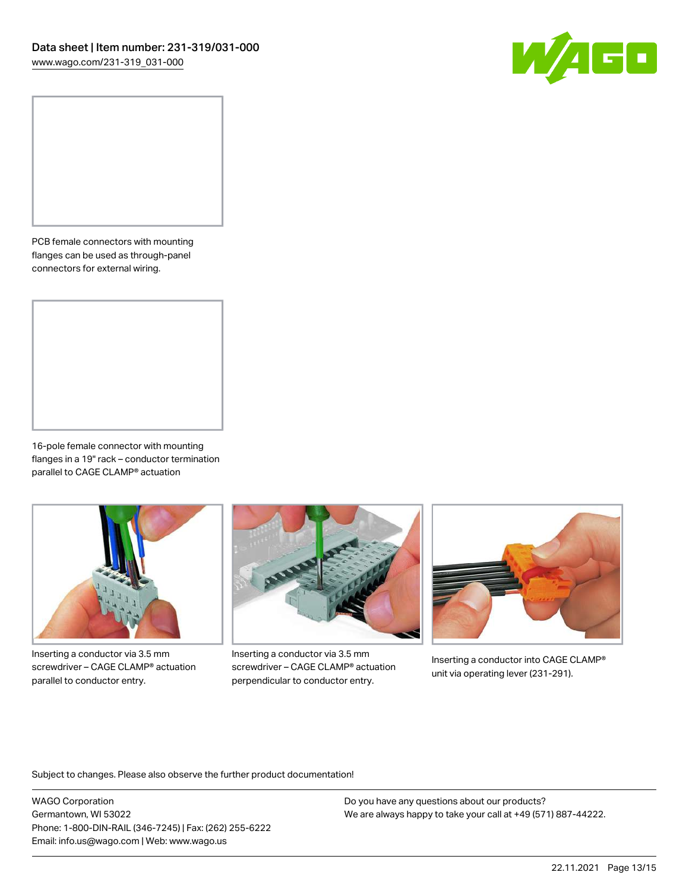PCB female connectors with mounting flanges can be used as through-panel connectors for external wiring.

16-pole female connector with mounting flanges in a 19" rack – conductor termination parallel to CAGE CLAMP® actuation

Inserting a conductor via 3.5 mm screwdriver – CAGE CLAMP® actuation parallel to conductor entry.

Inserting a conductor via 3.5 mm screwdriver – CAGE CLAMP® actuation perpendicular to conductor entry.

Inserting a conductor into CAGE CLAMP® unit via operating lever (231-291).

Subject to changes. Please also observe the further product documentation!

WAGO Corporation
Germantown, WI 53022
Phone: 1-800-DIN-RAIL (346-7245) | Fax: (262) 255-6222
Email: info.us@wago.com | Web: www.wago.us

Do you have any questions about our products?
We are always happy to take your call at +49 (571) 887-44222.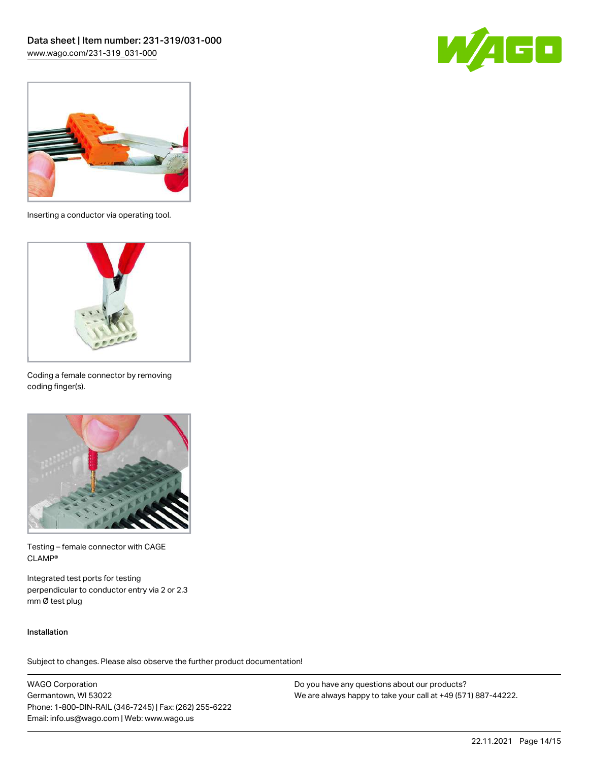Inserting a conductor via operating tool.

Coding a female connector by removing coding finger(s).

Testing – female connector with CAGE CLAMP®

Integrated test ports for testing perpendicular to conductor entry via 2 or 2.3 mm Ø test plug

Installation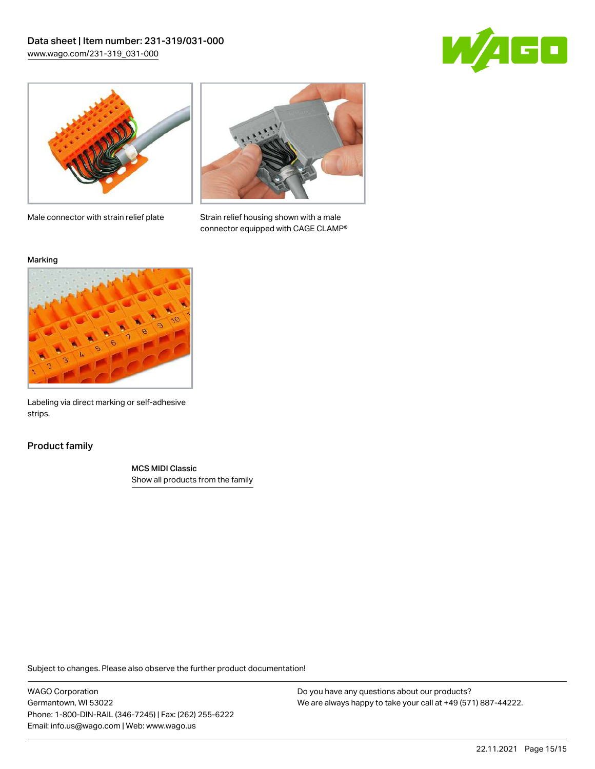Male connector with strain relief plate

Strain relief housing shown with a male connector equipped with CAGE CLAMP®

Marking

Labeling via direct marking or self-adhesive strips.

## Product family

MCS MIDI Classic
Show all products from the family

Subject to changes. Please also observe the further product documentation!

WAGO Corporation
Germantown, WI 53022
Phone: 1-800-DIN-RAIL (346-7245) | Fax: (262) 255-6222
Email: info.us@wago.com | Web: www.wago.us

Do you have any questions about our products?
We are always happy to take your call at +49 (571) 887-44222.